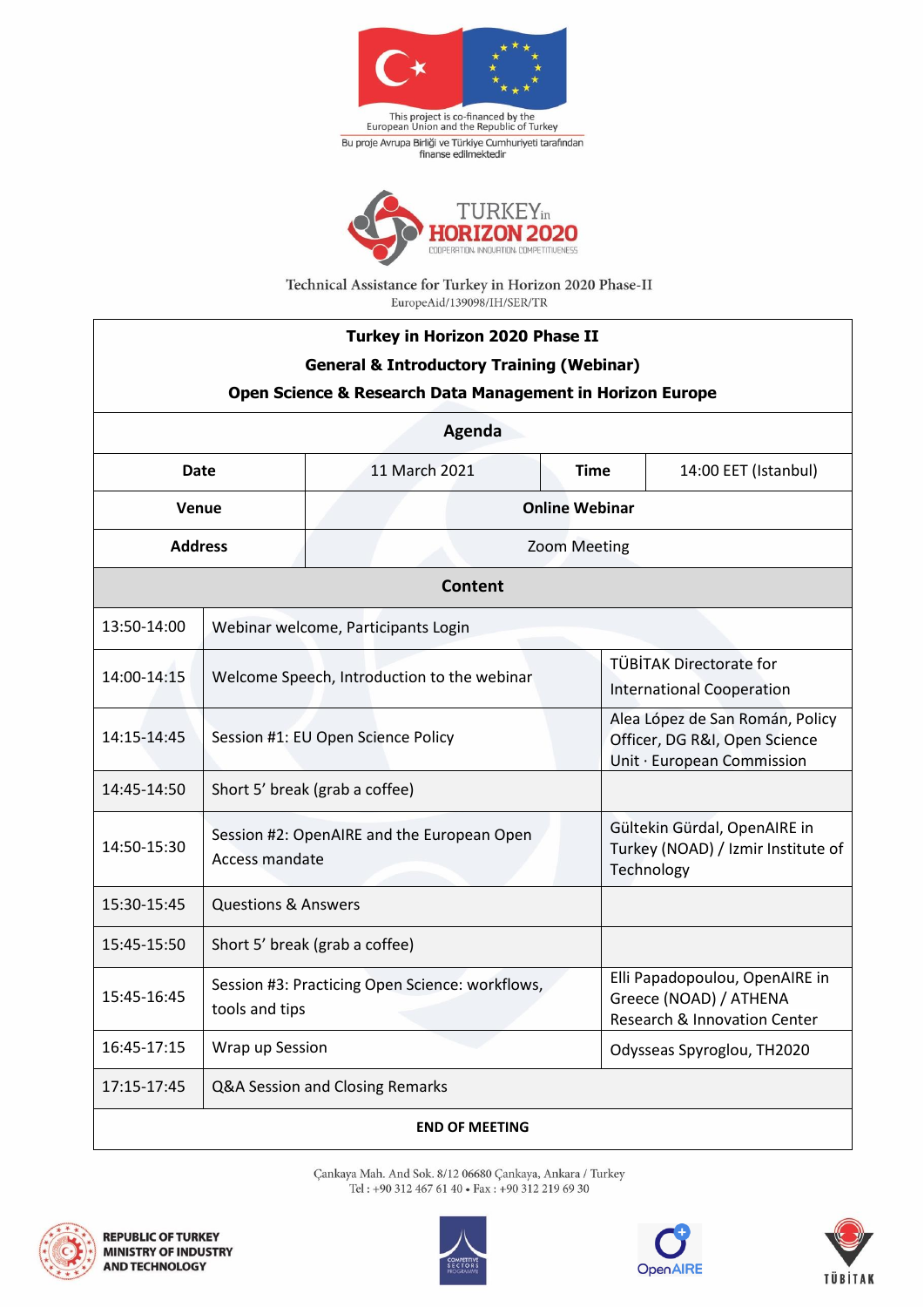This project is co-financed by the European Union and the Republic of Turkey

Bu proje Avrupa Birliği ve Türkiye Cumhuriyeti tarafından finanse edilmektedir

TURKEY in HORIZON 2020

COOPERATION. INNOVATION. COMPETITIVENESS

Technical Assistance for Turkey in Horizon 2020 Phase-II

EuropeAid/139098/IH/SER/TR

**Turkey in Horizon 2020 Phase II**

**General & Introductory Training (Webinar)**

**Open Science & Research Data Management in Horizon Europe**

## Agenda

| **Date** | 11 March 2021 | **Time** | 14:00 EET (Istanbul) |
|---|---|---|---|
| **Venue** | **Online Webinar** | | |
| **Address** | Zoom Meeting | | |

## Content

| Time | Session | Speaker |
|---|---|---|
| 13:50-14:00 | Webinar welcome, Participants Login | |
| 14:00-14:15 | Welcome Speech, Introduction to the webinar | TÜBİTAK Directorate for International Cooperation |
| 14:15-14:45 | Session #1: EU Open Science Policy | Alea López de San Román, Policy Officer, DG R&I, Open Science Unit · European Commission |
| 14:45-14:50 | Short 5' break (grab a coffee) | |
| 14:50-15:30 | Session #2: OpenAIRE and the European Open Access mandate | Gültekin Gürdal, OpenAIRE in Turkey (NOAD) / Izmir Institute of Technology |
| 15:30-15:45 | Questions & Answers | |
| 15:45-15:50 | Short 5' break (grab a coffee) | |
| 15:45-16:45 | Session #3: Practicing Open Science: workflows, tools and tips | Elli Papadopoulou, OpenAIRE in Greece (NOAD) / ATHENA Research & Innovation Center |
| 16:45-17:15 | Wrap up Session | Odysseas Spyroglou, TH2020 |
| 17:15-17:45 | Q&A Session and Closing Remarks | |

**END OF MEETING**

Çankaya Mah. And Sok. 8/12 06680 Çankaya, Ankara / Turkey

Tel : +90 312 467 61 40 • Fax : +90 312 219 69 30

REPUBLIC OF TURKEY MINISTRY OF INDUSTRY AND TECHNOLOGY

COMPETITIVE SECTORS PROGRAMME

OpenAIRE

TÜBİTAK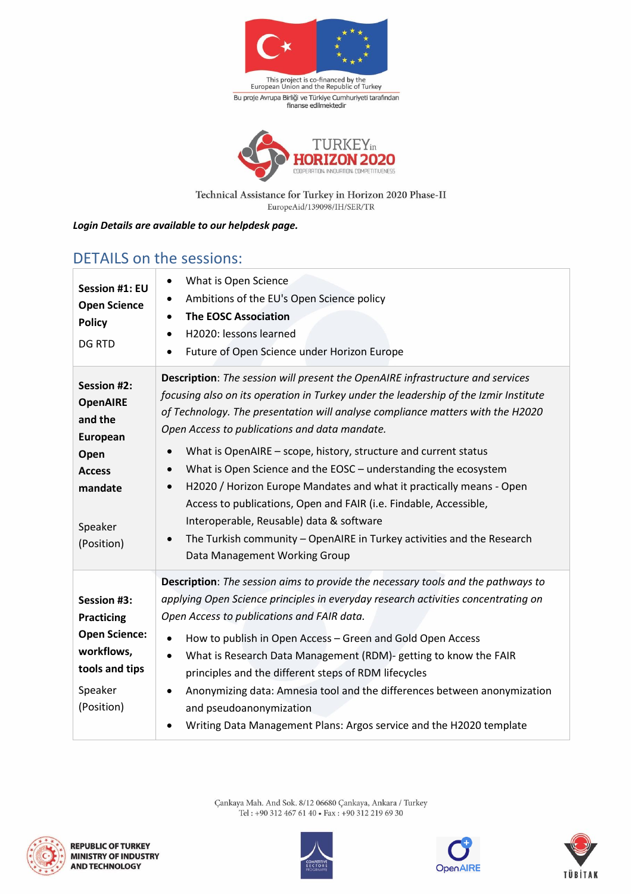This project is co-financed by the European Union and the Republic of Turkey

Bu proje Avrupa Birliği ve Türkiye Cumhuriyeti tarafından finanse edilmektedir

TURKEY in HORIZON 2020

COOPERATION. INNOVATION. COMPETITIVENESS

Technical Assistance for Turkey in Horizon 2020 Phase-II

EuropeAid/139098/IH/SER/TR

***Login Details are available to our helpdesk page.***

## DETAILS on the sessions:

| | |
|---|---|
| **Session #1: EU Open Science Policy**<br><br>DG RTD | • What is Open Science<br>• Ambitions of the EU's Open Science policy<br>• **The EOSC Association**<br>• H2020: lessons learned<br>• Future of Open Science under Horizon Europe |
| **Session #2: OpenAIRE and the European Open Access mandate**<br><br>Speaker (Position) | **Description**: *The session will present the OpenAIRE infrastructure and services focusing also on its operation in Turkey under the leadership of the Izmir Institute of Technology. The presentation will analyse compliance matters with the H2020 Open Access to publications and data mandate.*<br><br>• What is OpenAIRE – scope, history, structure and current status<br>• What is Open Science and the EOSC – understanding the ecosystem<br>• H2020 / Horizon Europe Mandates and what it practically means - Open Access to publications, Open and FAIR (i.e. Findable, Accessible, Interoperable, Reusable) data & software<br>• The Turkish community – OpenAIRE in Turkey activities and the Research Data Management Working Group |
| **Session #3: Practicing Open Science: workflows, tools and tips**<br><br>Speaker (Position) | **Description**: *The session aims to provide the necessary tools and the pathways to applying Open Science principles in everyday research activities concentrating on Open Access to publications and FAIR data.*<br><br>• How to publish in Open Access – Green and Gold Open Access<br>• What is Research Data Management (RDM)- getting to know the FAIR principles and the different steps of RDM lifecycles<br>• Anonymizing data: Amnesia tool and the differences between anonymization and pseudoanonymization<br>• Writing Data Management Plans: Argos service and the H2020 template |

Çankaya Mah. And Sok. 8/12 06680 Çankaya, Ankara / Turkey
Tel : +90 312 467 61 40 • Fax : +90 312 219 69 30

REPUBLIC OF TURKEY MINISTRY OF INDUSTRY AND TECHNOLOGY

OpenAIRE

TÜBİTAK